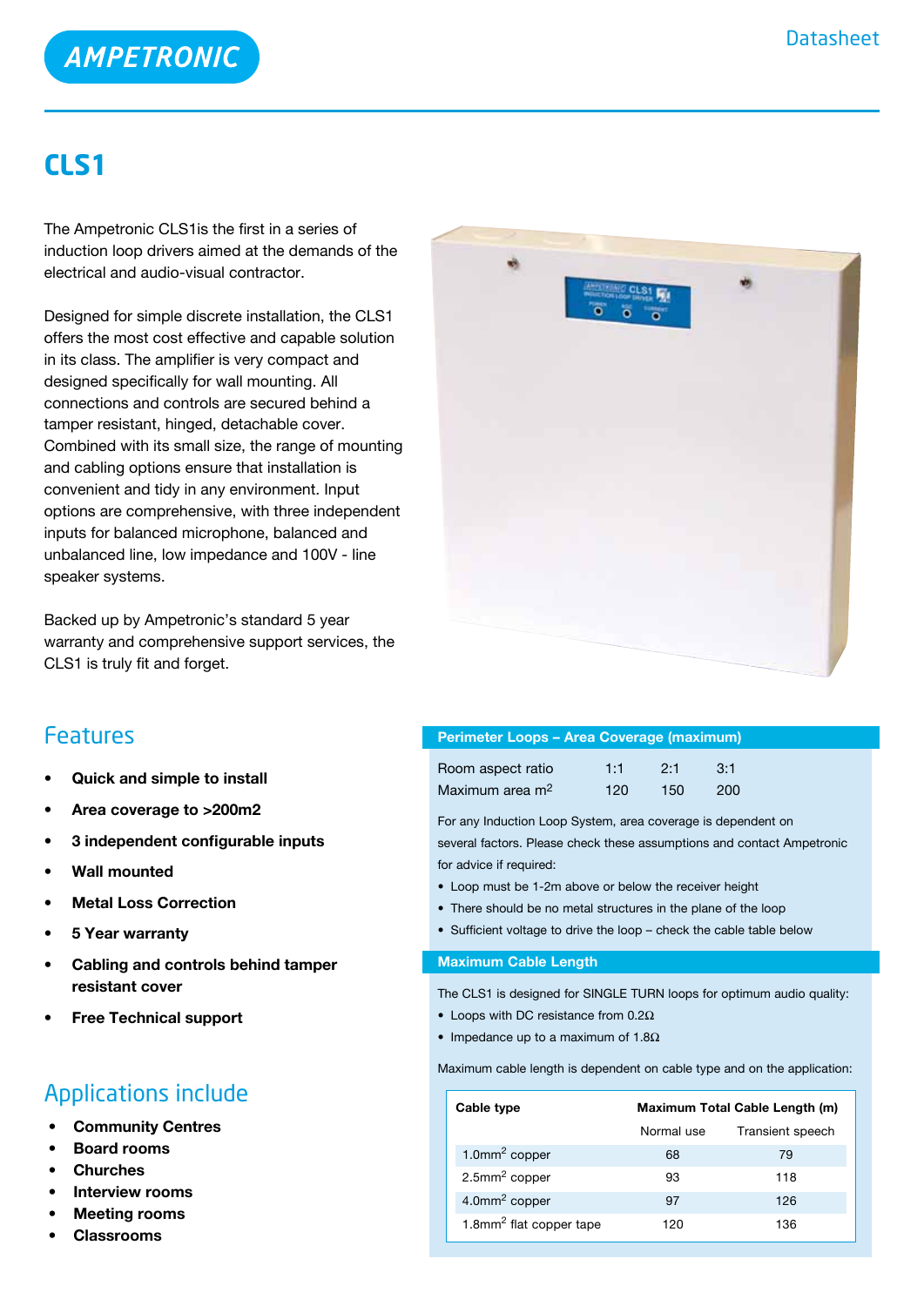AMPETRONIC

Datasheet

# CLS1

The Ampetronic CLS1is the first in a series of induction loop drivers aimed at the demands of the electrical and audio-visual contractor.

Designed for simple discrete installation, the CLS1 offers the most cost effective and capable solution in its class. The amplifier is very compact and designed specifically for wall mounting. All connections and controls are secured behind a tamper resistant, hinged, detachable cover. Combined with its small size, the range of mounting and cabling options ensure that installation is convenient and tidy in any environment. Input options are comprehensive, with three independent inputs for balanced microphone, balanced and unbalanced line, low impedance and 100V - line speaker systems.

Backed up by Ampetronic's standard 5 year warranty and comprehensive support services, the CLS1 is truly fit and forget.

## Features

- **Quick and simple to install**
- **Area coverage to >200m2**
- **3 independent configurable inputs**
- **Wall mounted**
- **Metal Loss Correction**
- **5 Year warranty**
- **Cabling and controls behind tamper resistant cover**
- **Free Technical support**

## Applications include

- **Community Centres**
- **Board rooms**
- **Churches**
- **Interview rooms**
- **Meeting rooms**
- **Classrooms**

## Perimeter Loops – Area Coverage (maximum)

| Room aspect ratio | 1:1 | 2:1 | 3:1 |
|---|---|---|---|
| Maximum area $m^2$ | 120 | 150 | 200 |

For any Induction Loop System, area coverage is dependent on several factors. Please check these assumptions and contact Ampetronic for advice if required:

- Loop must be 1-2m above or below the receiver height
- There should be no metal structures in the plane of the loop
- Sufficient voltage to drive the loop – check the cable table below

## Maximum Cable Length

The CLS1 is designed for SINGLE TURN loops for optimum audio quality:

- Loops with DC resistance from 0.2Ω
- Impedance up to a maximum of 1.8Ω

Maximum cable length is dependent on cable type and on the application:

| Cable type | Maximum Total Cable Length (m) | |
|---|---|---|
| | Normal use | Transient speech |
| $1.0mm^2$ copper | 68 | 79 |
| $2.5mm^2$ copper | 93 | 118 |
| $4.0mm^2$ copper | 97 | 126 |
| $1.8mm^2$ flat copper tape | 120 | 136 |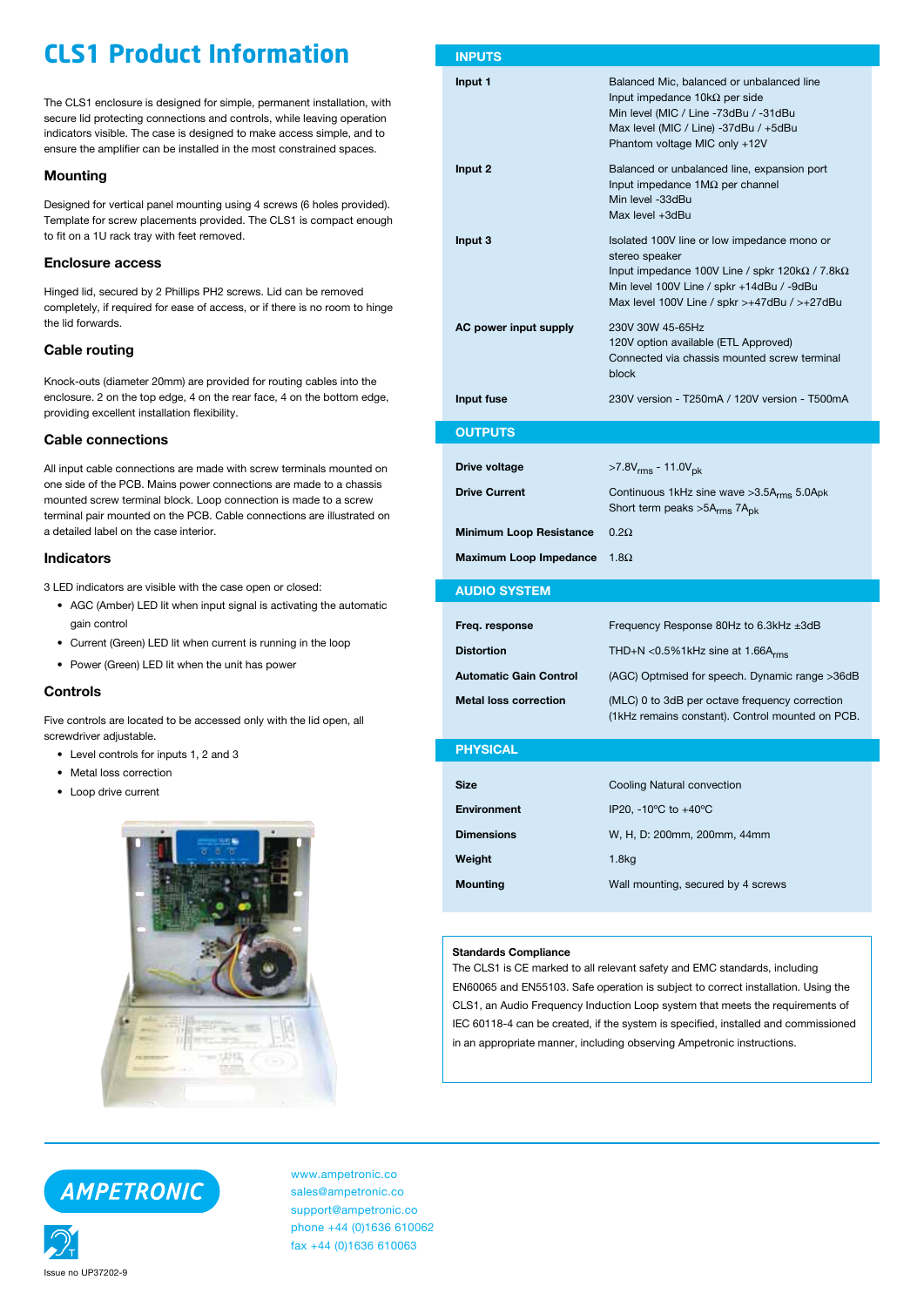# CLS1 Product Information

The CLS1 enclosure is designed for simple, permanent installation, with secure lid protecting connections and controls, while leaving operation indicators visible. The case is designed to make access simple, and to ensure the amplifier can be installed in the most constrained spaces.

### Mounting

Designed for vertical panel mounting using 4 screws (6 holes provided). Template for screw placements provided. The CLS1 is compact enough to fit on a 1U rack tray with feet removed.

### Enclosure access

Hinged lid, secured by 2 Phillips PH2 screws. Lid can be removed completely, if required for ease of access, or if there is no room to hinge the lid forwards.

### Cable routing

Knock-outs (diameter 20mm) are provided for routing cables into the enclosure. 2 on the top edge, 4 on the rear face, 4 on the bottom edge, providing excellent installation flexibility.

### Cable connections

All input cable connections are made with screw terminals mounted on one side of the PCB. Mains power connections are made to a chassis mounted screw terminal block. Loop connection is made to a screw terminal pair mounted on the PCB. Cable connections are illustrated on a detailed label on the case interior.

### Indicators

3 LED indicators are visible with the case open or closed:

- AGC (Amber) LED lit when input signal is activating the automatic gain control
- Current (Green) LED lit when current is running in the loop
- Power (Green) LED lit when the unit has power

### Controls

Five controls are located to be accessed only with the lid open, all screwdriver adjustable.

- Level controls for inputs 1, 2 and 3
- Metal loss correction
- Loop drive current

## INPUTS

| | |
|---|---|
| **Input 1** | Balanced Mic, balanced or unbalanced line<br>Input impedance 10kΩ per side<br>Min level (MIC / Line -73dBu / -31dBu<br>Max level (MIC / Line) -37dBu / +5dBu<br>Phantom voltage MIC only +12V |
| **Input 2** | Balanced or unbalanced line, expansion port<br>Input impedance 1MΩ per channel<br>Min level -33dBu<br>Max level +3dBu |
| **Input 3** | Isolated 100V line or low impedance mono or stereo speaker<br>Input impedance 100V Line / spkr 120kΩ / 7.8kΩ<br>Min level 100V Line / spkr +14dBu / -9dBu<br>Max level 100V Line / spkr >+47dBu / >+27dBu |
| **AC power input supply** | 230V 30W 45-65Hz<br>120V option available (ETL Approved)<br>Connected via chassis mounted screw terminal block |
| **Input fuse** | 230V version - T250mA / 120V version - T500mA |

## OUTPUTS

| | |
|---|---|
| **Drive voltage** | >7.8$V_{rms}$ - 11.0$V_{pk}$ |
| **Drive Current** | Continuous 1kHz sine wave >3.5$A_{rms}$ 5.0Apk<br>Short term peaks >5$A_{rms}$ 7$A_{pk}$ |
| **Minimum Loop Resistance** | 0.2Ω |
| **Maximum Loop Impedance** | 1.8Ω |

## AUDIO SYSTEM

| | |
|---|---|
| **Freq. response** | Frequency Response 80Hz to 6.3kHz ±3dB |
| **Distortion** | THD+N <0.5%1kHz sine at 1.66$A_{rms}$ |
| **Automatic Gain Control** | (AGC) Optmised for speech. Dynamic range >36dB |
| **Metal loss correction** | (MLC) 0 to 3dB per octave frequency correction (1kHz remains constant). Control mounted on PCB. |

## PHYSICAL

| | |
|---|---|
| **Size** | Cooling Natural convection |
| **Environment** | IP20, -10ºC to +40ºC |
| **Dimensions** | W, H, D: 200mm, 200mm, 44mm |
| **Weight** | 1.8kg |
| **Mounting** | Wall mounting, secured by 4 screws |

**Standards Compliance**

The CLS1 is CE marked to all relevant safety and EMC standards, including EN60065 and EN55103. Safe operation is subject to correct installation. Using the CLS1, an Audio Frequency Induction Loop system that meets the requirements of IEC 60118-4 can be created, if the system is specified, installed and commissioned in an appropriate manner, including observing Ampetronic instructions.

AMPETRONIC

www.ampetronic.co
sales@ampetronic.co
support@ampetronic.co
phone +44 (0)1636 610062
fax +44 (0)1636 610063

Issue no UP37202-9